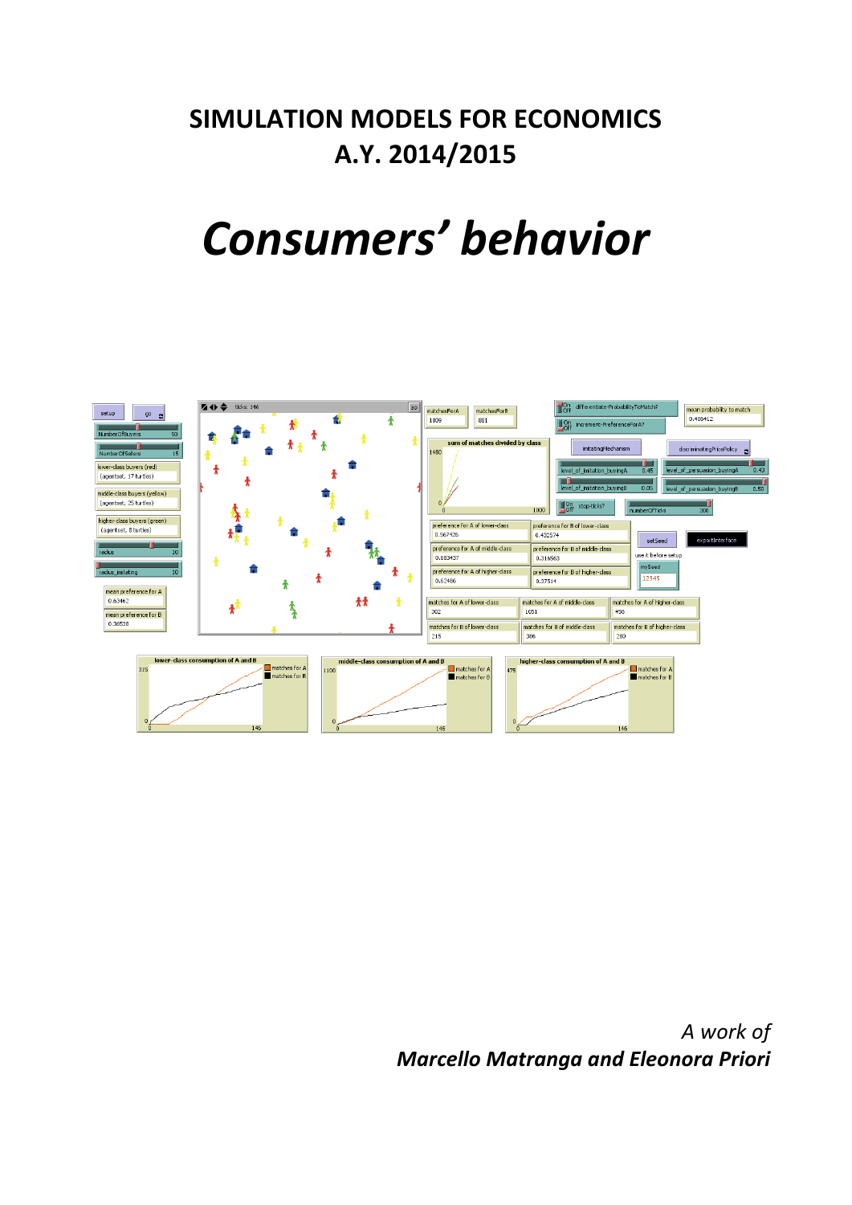# SIMULATION MODELS FOR ECONOMICS
# A.Y. 2014/2015

# *Consumers' behavior*

*A work of*
***Marcello Matranga and Eleonora Priori***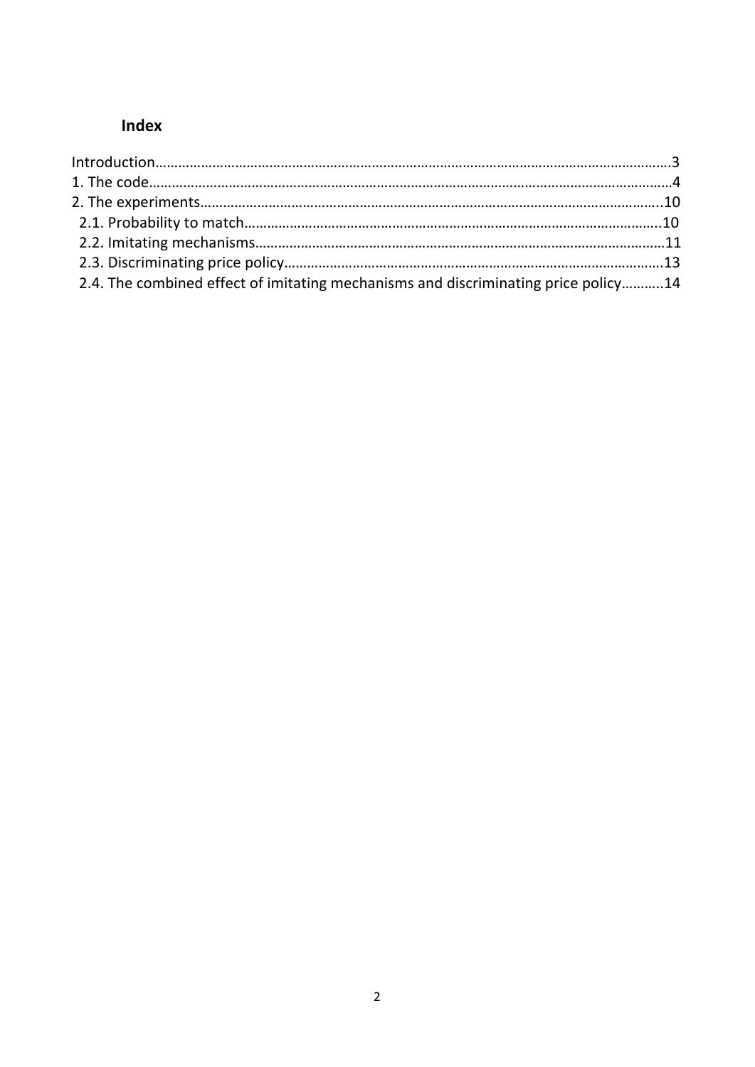# Index

Introduction……………………………………………………………………………………………………………………3
1. The code………………………………………………………………………………………………………………………4
2. The experiments……………………………………………………………………………………………………………10
 2.1. Probability to match…………………………………………………………………………………………………10
 2.2. Imitating mechanisms………………………………………………………………………………………………11
 2.3. Discriminating price policy………………………………………………………………………………………13
 2.4. The combined effect of imitating mechanisms and discriminating price policy………..14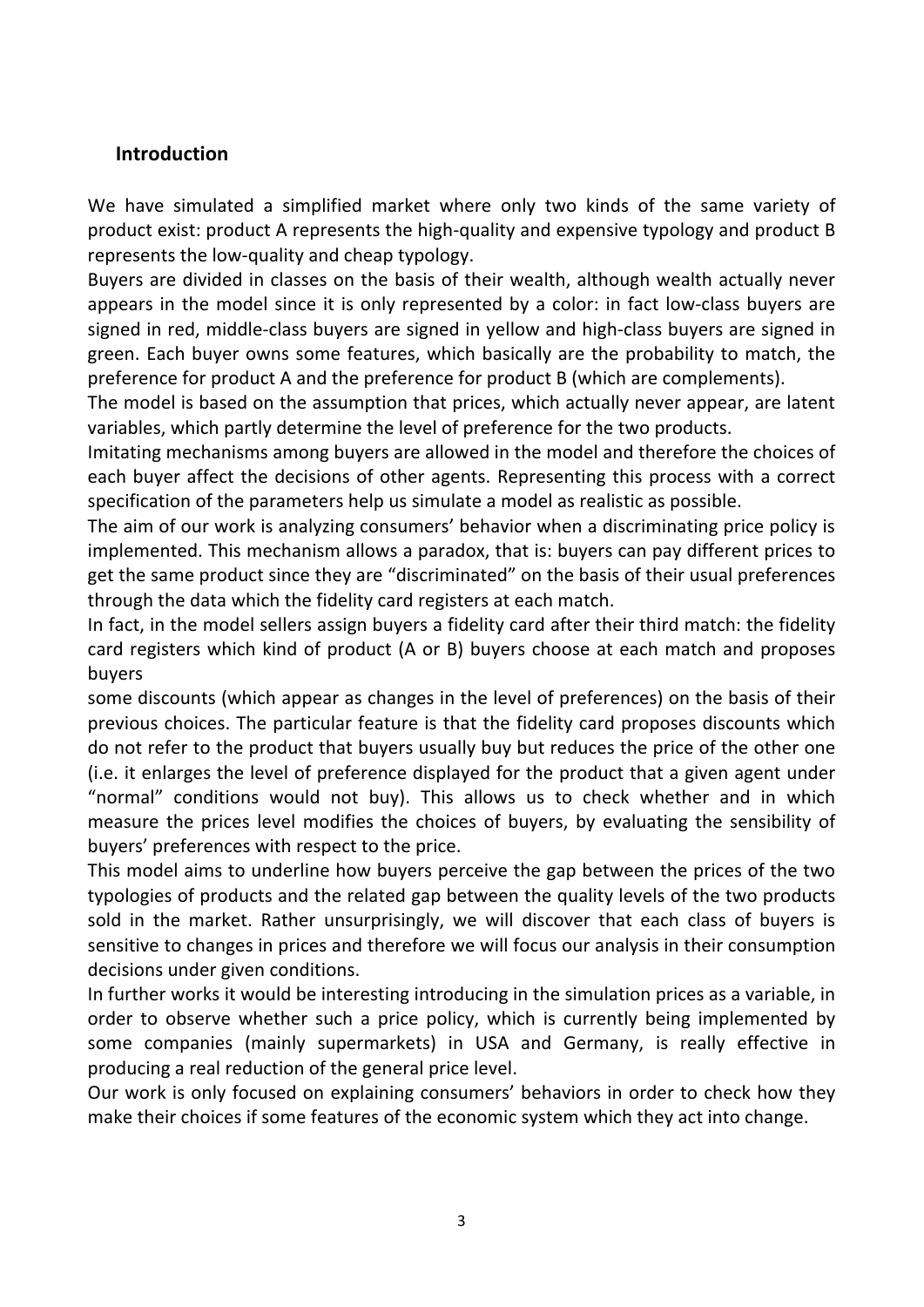## Introduction

We have simulated a simplified market where only two kinds of the same variety of product exist: product A represents the high-quality and expensive typology and product B represents the low-quality and cheap typology.

Buyers are divided in classes on the basis of their wealth, although wealth actually never appears in the model since it is only represented by a color: in fact low-class buyers are signed in red, middle-class buyers are signed in yellow and high-class buyers are signed in green. Each buyer owns some features, which basically are the probability to match, the preference for product A and the preference for product B (which are complements).

The model is based on the assumption that prices, which actually never appear, are latent variables, which partly determine the level of preference for the two products.

Imitating mechanisms among buyers are allowed in the model and therefore the choices of each buyer affect the decisions of other agents. Representing this process with a correct specification of the parameters help us simulate a model as realistic as possible.

The aim of our work is analyzing consumers' behavior when a discriminating price policy is implemented. This mechanism allows a paradox, that is: buyers can pay different prices to get the same product since they are "discriminated" on the basis of their usual preferences through the data which the fidelity card registers at each match.

In fact, in the model sellers assign buyers a fidelity card after their third match: the fidelity card registers which kind of product (A or B) buyers choose at each match and proposes buyers some discounts (which appear as changes in the level of preferences) on the basis of their previous choices. The particular feature is that the fidelity card proposes discounts which do not refer to the product that buyers usually buy but reduces the price of the other one (i.e. it enlarges the level of preference displayed for the product that a given agent under "normal" conditions would not buy). This allows us to check whether and in which measure the prices level modifies the choices of buyers, by evaluating the sensibility of buyers' preferences with respect to the price.

This model aims to underline how buyers perceive the gap between the prices of the two typologies of products and the related gap between the quality levels of the two products sold in the market. Rather unsurprisingly, we will discover that each class of buyers is sensitive to changes in prices and therefore we will focus our analysis in their consumption decisions under given conditions.

In further works it would be interesting introducing in the simulation prices as a variable, in order to observe whether such a price policy, which is currently being implemented by some companies (mainly supermarkets) in USA and Germany, is really effective in producing a real reduction of the general price level.

Our work is only focused on explaining consumers' behaviors in order to check how they make their choices if some features of the economic system which they act into change.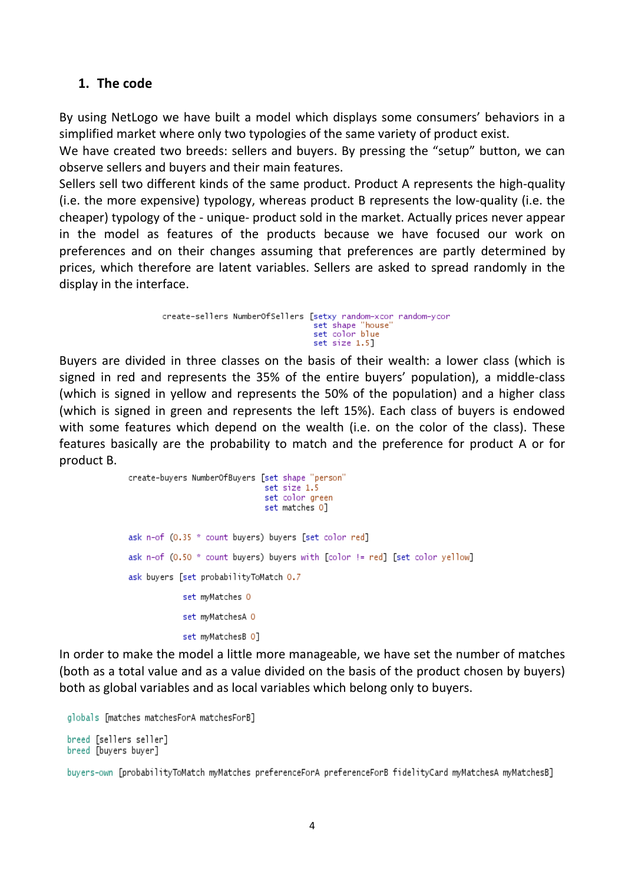## 1. The code

By using NetLogo we have built a model which displays some consumers' behaviors in a simplified market where only two typologies of the same variety of product exist.
We have created two breeds: sellers and buyers. By pressing the "setup" button, we can observe sellers and buyers and their main features.
Sellers sell two different kinds of the same product. Product A represents the high-quality (i.e. the more expensive) typology, whereas product B represents the low-quality (i.e. the cheaper) typology of the - unique- product sold in the market. Actually prices never appear in the model as features of the products because we have focused our work on preferences and on their changes assuming that preferences are partly determined by prices, which therefore are latent variables. Sellers are asked to spread randomly in the display in the interface.

```
create-sellers NumberOfSellers [setxy random-xcor random-ycor
                                set shape "house"
                                set color blue
                                set size 1.5]
```

Buyers are divided in three classes on the basis of their wealth: a lower class (which is signed in red and represents the 35% of the entire buyers' population), a middle-class (which is signed in yellow and represents the 50% of the population) and a higher class (which is signed in green and represents the left 15%). Each class of buyers is endowed with some features which depend on the wealth (i.e. on the color of the class). These features basically are the probability to match and the preference for product A or for product B.

```
create-buyers NumberOfBuyers [set shape "person"
                              set size 1.5
                              set color green
                              set matches 0]

ask n-of (0.35 * count buyers) buyers [set color red]

ask n-of (0.50 * count buyers) buyers with [color != red] [set color yellow]

ask buyers [set probabilityToMatch 0.7

            set myMatches 0

            set myMatchesA 0

            set myMatchesB 0]
```

In order to make the model a little more manageable, we have set the number of matches (both as a total value and as a value divided on the basis of the product chosen by buyers) both as global variables and as local variables which belong only to buyers.

```
globals [matches matchesForA matchesForB]

breed [sellers seller]
breed [buyers buyer]

buyers-own [probabilityToMatch myMatches preferenceForA preferenceForB fidelityCard myMatchesA myMatchesB]
```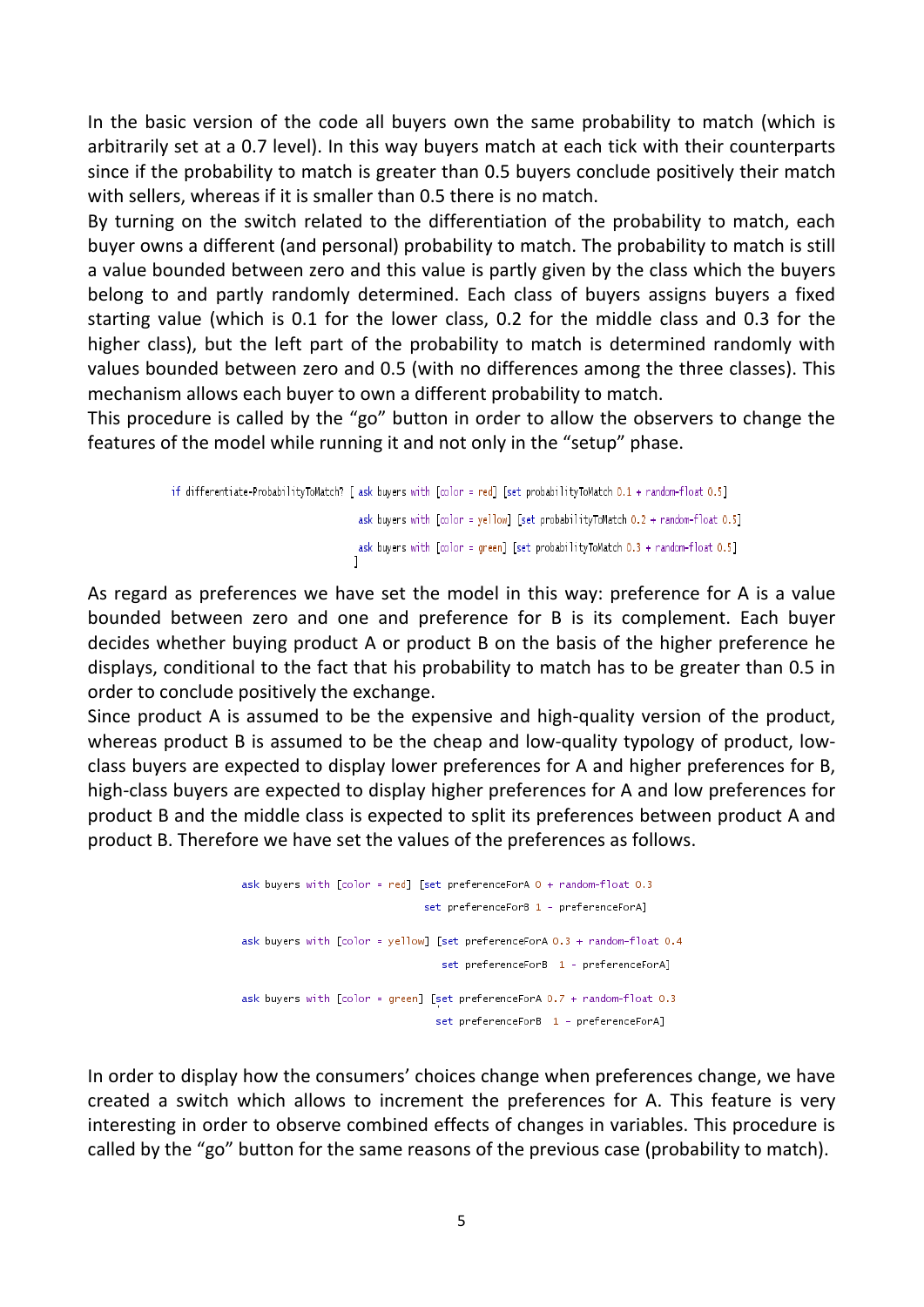In the basic version of the code all buyers own the same probability to match (which is arbitrarily set at a 0.7 level). In this way buyers match at each tick with their counterparts since if the probability to match is greater than 0.5 buyers conclude positively their match with sellers, whereas if it is smaller than 0.5 there is no match.

By turning on the switch related to the differentiation of the probability to match, each buyer owns a different (and personal) probability to match. The probability to match is still a value bounded between zero and this value is partly given by the class which the buyers belong to and partly randomly determined. Each class of buyers assigns buyers a fixed starting value (which is 0.1 for the lower class, 0.2 for the middle class and 0.3 for the higher class), but the left part of the probability to match is determined randomly with values bounded between zero and 0.5 (with no differences among the three classes). This mechanism allows each buyer to own a different probability to match.

This procedure is called by the "go" button in order to allow the observers to change the features of the model while running it and not only in the "setup" phase.

```
if differentiate-ProbabilityToMatch? [ ask buyers with [color = red] [set probabilityToMatch 0.1 + random-float 0.5]
                                       ask buyers with [color = yellow] [set probabilityToMatch 0.2 + random-float 0.5]
                                       ask buyers with [color = green] [set probabilityToMatch 0.3 + random-float 0.5]
                                     ]
```

As regard as preferences we have set the model in this way: preference for A is a value bounded between zero and one and preference for B is its complement. Each buyer decides whether buying product A or product B on the basis of the higher preference he displays, conditional to the fact that his probability to match has to be greater than 0.5 in order to conclude positively the exchange.

Since product A is assumed to be the expensive and high-quality version of the product, whereas product B is assumed to be the cheap and low-quality typology of product, low-class buyers are expected to display lower preferences for A and higher preferences for B, high-class buyers are expected to display higher preferences for A and low preferences for product B and the middle class is expected to split its preferences between product A and product B. Therefore we have set the values of the preferences as follows.

```
ask buyers with [color = red]  [set preferenceForA 0 + random-float 0.3
                                set preferenceForB 1 - preferenceForA]

ask buyers with [color = yellow] [set preferenceForA 0.3 + random-float 0.4
                                  set preferenceForB  1 - preferenceForA]

ask buyers with [color = green] [set preferenceForA 0.7 + random-float 0.3
                                 set preferenceForB  1 - preferenceForA]
```

In order to display how the consumers' choices change when preferences change, we have created a switch which allows to increment the preferences for A. This feature is very interesting in order to observe combined effects of changes in variables. This procedure is called by the "go" button for the same reasons of the previous case (probability to match).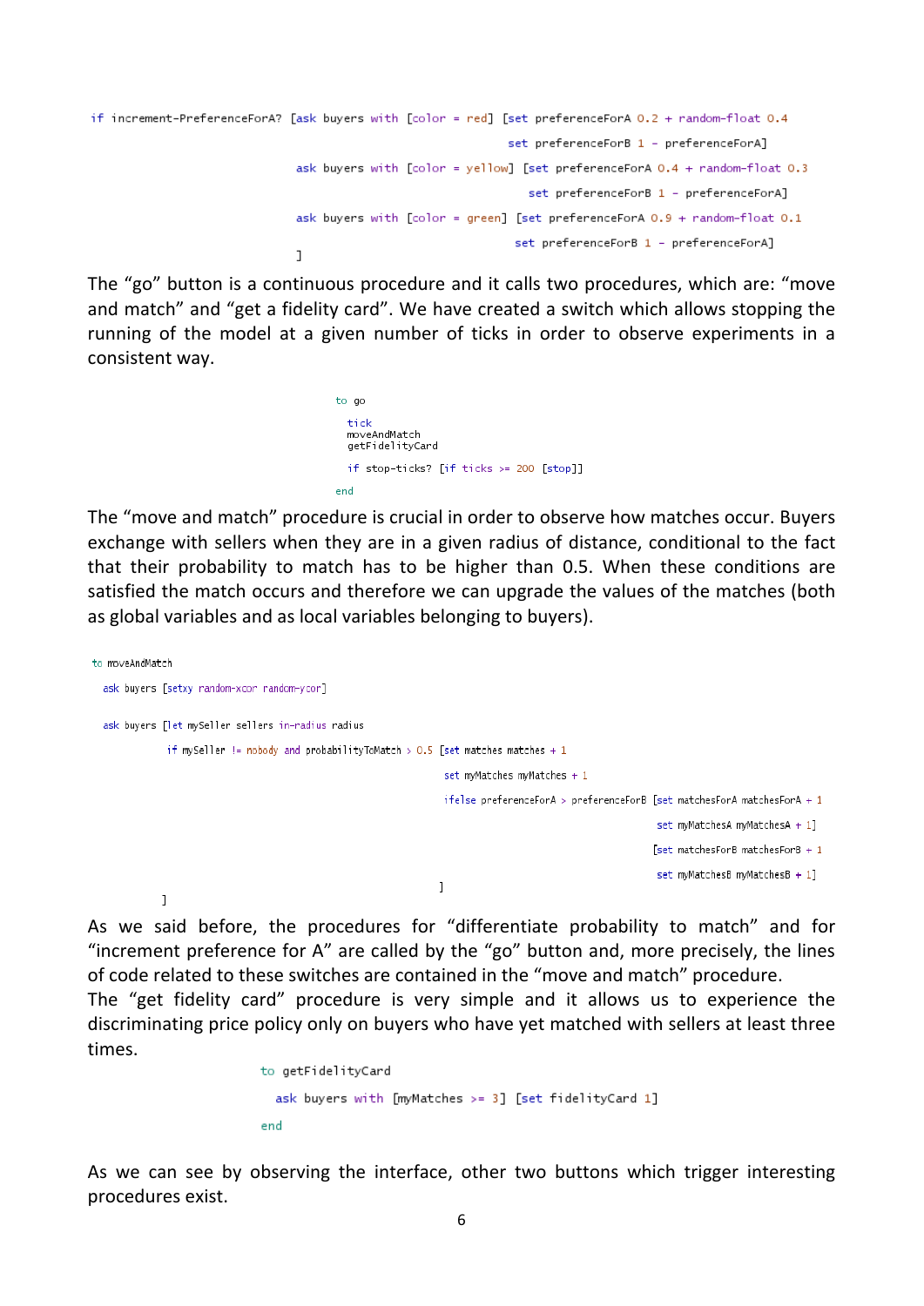```
if increment-PreferenceForA? [ask buyers with [color = red] [set preferenceForA 0.2 + random-float 0.4
                                                         set preferenceForB 1 - preferenceForA]
                              ask buyers with [color = yellow] [set preferenceForA 0.4 + random-float 0.3
                                                            set preferenceForB 1 - preferenceForA]
                              ask buyers with [color = green] [set preferenceForA 0.9 + random-float 0.1
                                                          set preferenceForB 1 - preferenceForA]
                              ]
```

The “go” button is a continuous procedure and it calls two procedures, which are: “move and match” and “get a fidelity card”. We have created a switch which allows stopping the running of the model at a given number of ticks in order to observe experiments in a consistent way.

```
to go

  tick
  moveAndMatch
  getFidelityCard

  if stop-ticks? [if ticks >= 200 [stop]]

end
```

The “move and match” procedure is crucial in order to observe how matches occur. Buyers exchange with sellers when they are in a given radius of distance, conditional to the fact that their probability to match has to be higher than 0.5. When these conditions are satisfied the match occurs and therefore we can upgrade the values of the matches (both as global variables and as local variables belonging to buyers).

```
to moveAndMatch

  ask buyers [setxy random-xcor random-ycor]

  ask buyers [let mySeller sellers in-radius radius
           if mySeller != nobody and probabilityToMatch > 0.5 [set matches matches + 1
                                                         set myMatches myMatches + 1
                                                         ifelse preferenceForA > preferenceForB [set matchesForA matchesForA + 1
                                                                                            set myMatchesA myMatchesA + 1]
                                                                                           [set matchesForB matchesForB + 1
                                                                                            set myMatchesB myMatchesB + 1]
                                                        ]
           ]
```

As we said before, the procedures for “differentiate probability to match” and for “increment preference for A” are called by the “go” button and, more precisely, the lines of code related to these switches are contained in the “move and match” procedure.

The “get fidelity card” procedure is very simple and it allows us to experience the discriminating price policy only on buyers who have yet matched with sellers at least three times.

```
to getFidelityCard

  ask buyers with [myMatches >= 3] [set fidelityCard 1]

end
```

As we can see by observing the interface, other two buttons which trigger interesting procedures exist.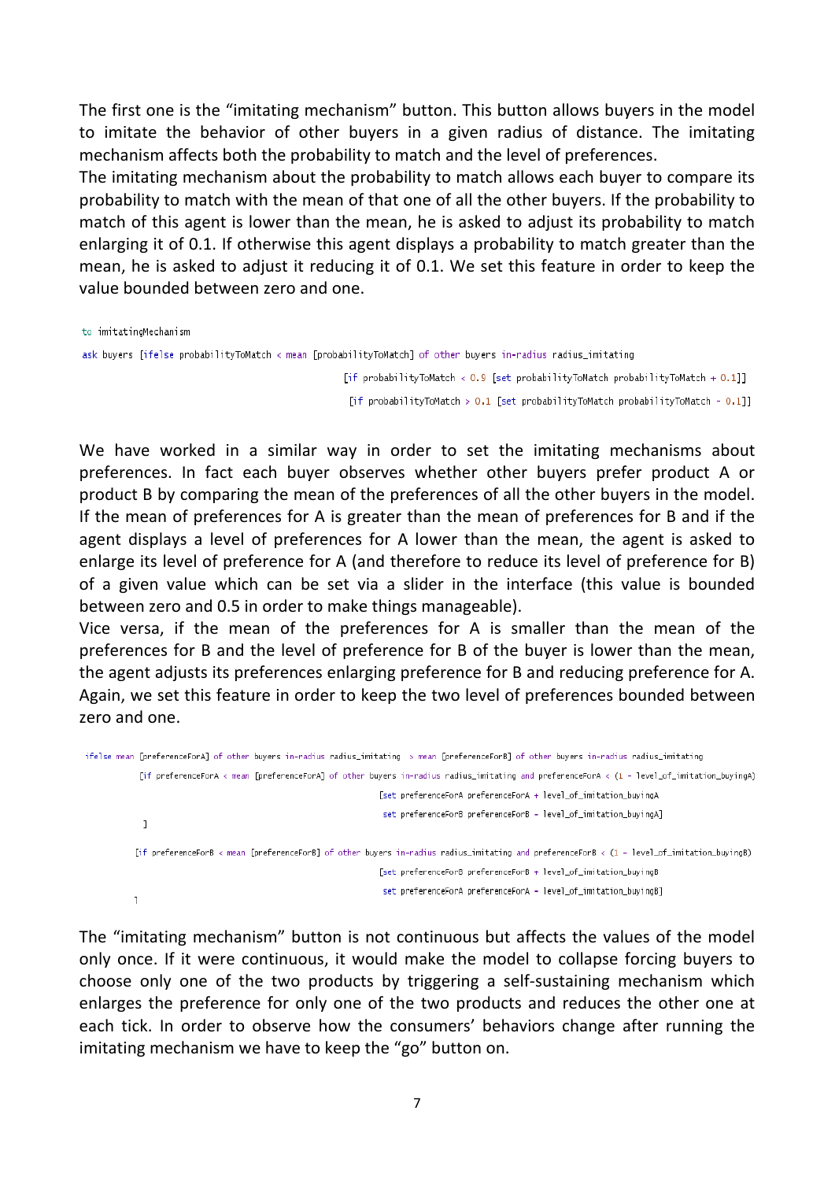The first one is the "imitating mechanism" button. This button allows buyers in the model to imitate the behavior of other buyers in a given radius of distance. The imitating mechanism affects both the probability to match and the level of preferences.

The imitating mechanism about the probability to match allows each buyer to compare its probability to match with the mean of that one of all the other buyers. If the probability to match of this agent is lower than the mean, he is asked to adjust its probability to match enlarging it of 0.1. If otherwise this agent displays a probability to match greater than the mean, he is asked to adjust it reducing it of 0.1. We set this feature in order to keep the value bounded between zero and one.

```
to imitatingMechanism
ask buyers [ifelse probabilityToMatch < mean [probabilityToMatch] of other buyers in-radius radius_imitating
                                              [if probabilityToMatch < 0.9 [set probabilityToMatch probabilityToMatch + 0.1]]
                                              [if probabilityToMatch > 0.1 [set probabilityToMatch probabilityToMatch - 0.1]]
```

We have worked in a similar way in order to set the imitating mechanisms about preferences. In fact each buyer observes whether other buyers prefer product A or product B by comparing the mean of the preferences of all the other buyers in the model. If the mean of preferences for A is greater than the mean of preferences for B and if the agent displays a level of preferences for A lower than the mean, the agent is asked to enlarge its level of preference for A (and therefore to reduce its level of preference for B) of a given value which can be set via a slider in the interface (this value is bounded between zero and 0.5 in order to make things manageable).

Vice versa, if the mean of the preferences for A is smaller than the mean of the preferences for B and the level of preference for B of the buyer is lower than the mean, the agent adjusts its preferences enlarging preference for B and reducing preference for A. Again, we set this feature in order to keep the two level of preferences bounded between zero and one.

```
ifelse mean [preferenceForA] of other buyers in-radius radius_imitating  > mean [preferenceForB] of other buyers in-radius radius_imitating
          [if preferenceForA < mean [preferenceForA] of other buyers in-radius radius_imitating and preferenceForA < (1 - level_of_imitation_buyingA)
                                              [set preferenceForA preferenceForA + level_of_imitation_buyingA
                                               set preferenceForB preferenceForB - level_of_imitation_buyingA]
          ]
          [if preferenceForB < mean [preferenceForB] of other buyers in-radius radius_imitating and preferenceForB < (1 - level_of_imitation_buyingB)
                                              [set preferenceForB preferenceForB + level_of_imitation_buyingB
                                               set preferenceForA preferenceForA - level_of_imitation_buyingB]
          ]
```

The "imitating mechanism" button is not continuous but affects the values of the model only once. If it were continuous, it would make the model to collapse forcing buyers to choose only one of the two products by triggering a self-sustaining mechanism which enlarges the preference for only one of the two products and reduces the other one at each tick. In order to observe how the consumers' behaviors change after running the imitating mechanism we have to keep the "go" button on.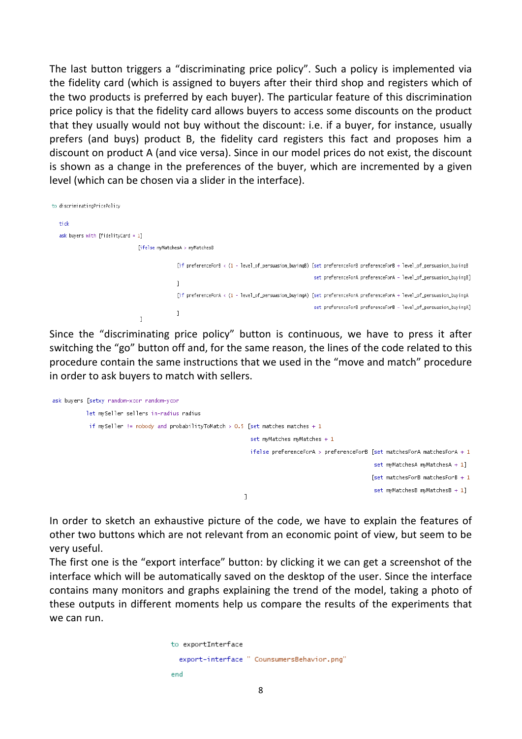The last button triggers a “discriminating price policy”. Such a policy is implemented via the fidelity card (which is assigned to buyers after their third shop and registers which of the two products is preferred by each buyer). The particular feature of this discrimination price policy is that the fidelity card allows buyers to access some discounts on the product that they usually would not buy without the discount: i.e. if a buyer, for instance, usually prefers (and buys) product B, the fidelity card registers this fact and proposes him a discount on product A (and vice versa). Since in our model prices do not exist, the discount is shown as a change in the preferences of the buyer, which are incremented by a given level (which can be chosen via a slider in the interface).

```
to discriminatingPricePolicy

  tick
  ask buyers with [fidelityCard = 1]
                    [ifelse myMatchesA > myMatchesB

                          [if preferenceForB < (1 - level_of_persuasion_buyingB) [set preferenceForB preferenceForB + level_of_persuasion_buyingB
                                                                                  set preferenceForA preferenceForA - level_of_persuasion_buyingB]
                          ]
                          [if preferenceForA < (1 - level_of_persuasion_buyingA) [set preferenceForA preferenceForA + level_of_persuasion_buyingA
                                                                                  set preferenceForB preferenceForB - level_of_persuasion_buyingA]
                          ]
                    ]
```

Since the “discriminating price policy” button is continuous, we have to press it after switching the “go” button off and, for the same reason, the lines of the code related to this procedure contain the same instructions that we used in the “move and match” procedure in order to ask buyers to match with sellers.

```
ask buyers [setxy random-xcor random-ycor
        let mySeller sellers in-radius radius
         if mySeller != nobody and probabilityToMatch > 0.5 [set matches matches + 1
                                                             set myMatches myMatches + 1
                                                             ifelse preferenceForA > preferenceForB [set matchesForA matchesForA + 1
                                                                                                     set myMatchesA myMatchesA + 1]
                                                                                                    [set matchesForB matchesForB + 1
                                                                                                     set myMatchesB myMatchesB + 1]
                                                            ]
```

In order to sketch an exhaustive picture of the code, we have to explain the features of other two buttons which are not relevant from an economic point of view, but seem to be very useful.

The first one is the “export interface” button: by clicking it we can get a screenshot of the interface which will be automatically saved on the desktop of the user. Since the interface contains many monitors and graphs explaining the trend of the model, taking a photo of these outputs in different moments help us compare the results of the experiments that we can run.

```
to exportInterface
  export-interface " CounsumersBehavior.png"
end
```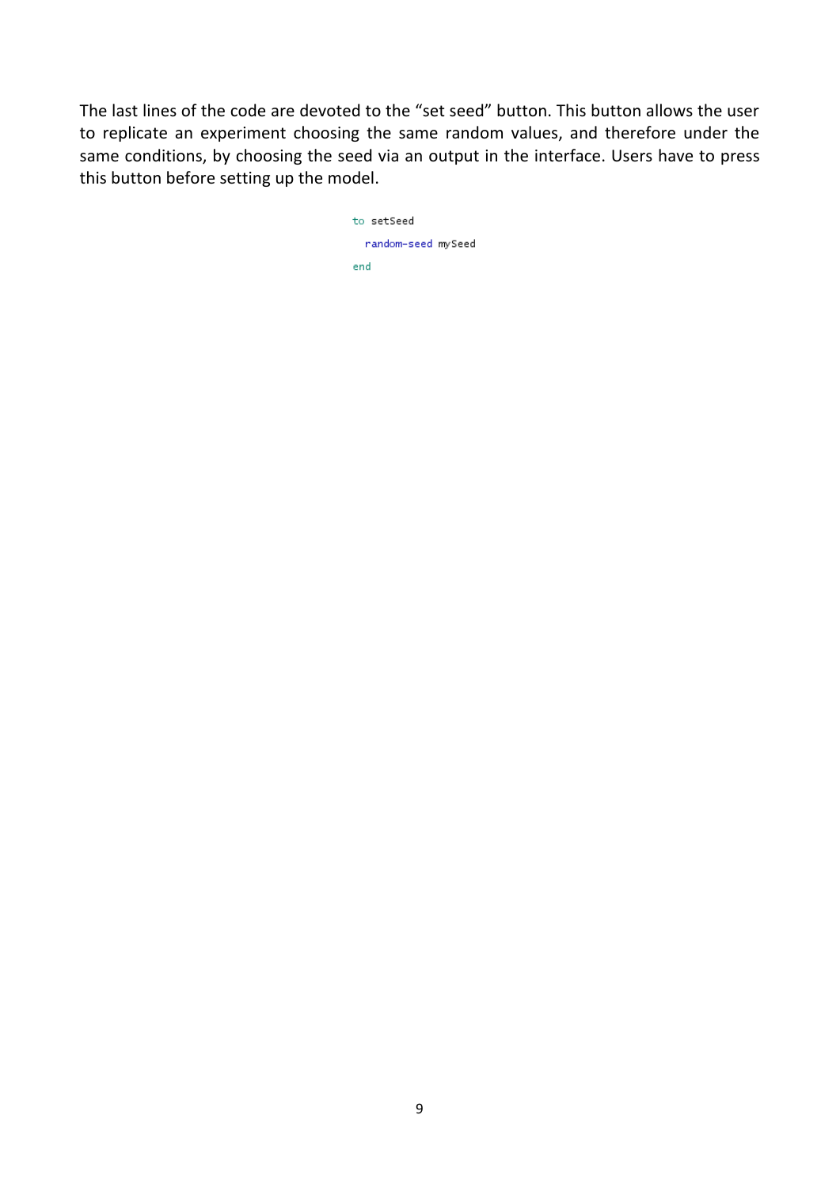The last lines of the code are devoted to the “set seed” button. This button allows the user to replicate an experiment choosing the same random values, and therefore under the same conditions, by choosing the seed via an output in the interface. Users have to press this button before setting up the model.

```
to setSeed
  random-seed mySeed
end
```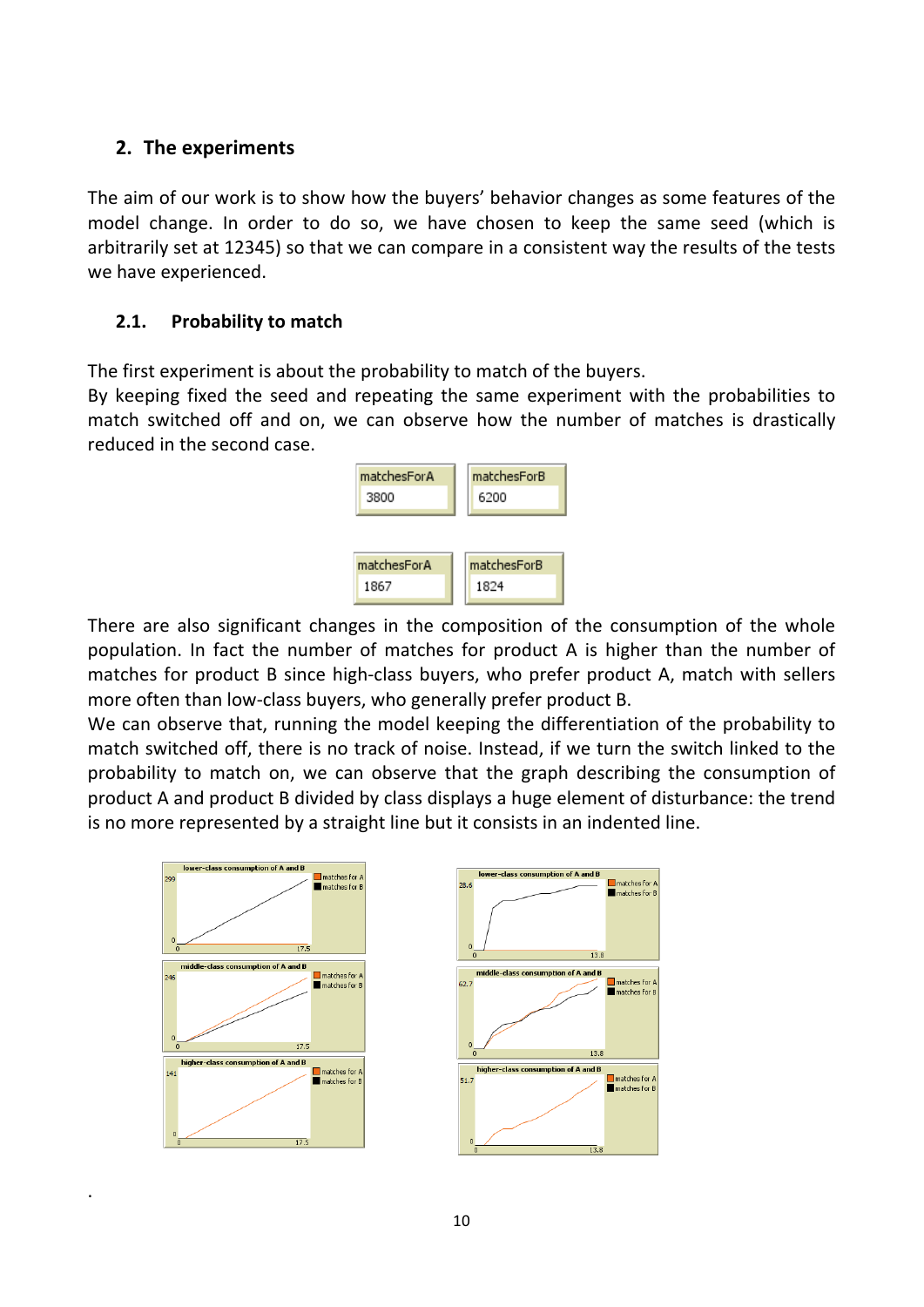## 2. The experiments

The aim of our work is to show how the buyers' behavior changes as some features of the model change. In order to do so, we have chosen to keep the same seed (which is arbitrarily set at 12345) so that we can compare in a consistent way the results of the tests we have experienced.

### 2.1. Probability to match

The first experiment is about the probability to match of the buyers.
By keeping fixed the seed and repeating the same experiment with the probabilities to match switched off and on, we can observe how the number of matches is drastically reduced in the second case.

| matchesForA | matchesForB |
|---|---|
| 3800 | 6200 |

| matchesForA | matchesForB |
|---|---|
| 1867 | 1824 |

There are also significant changes in the composition of the consumption of the whole population. In fact the number of matches for product A is higher than the number of matches for product B since high-class buyers, who prefer product A, match with sellers more often than low-class buyers, who generally prefer product B.
We can observe that, running the model keeping the differentiation of the probability to match switched off, there is no track of noise. Instead, if we turn the switch linked to the probability to match on, we can observe that the graph describing the consumption of product A and product B divided by class displays a huge element of disturbance: the trend is no more represented by a straight line but it consists in an indented line.

.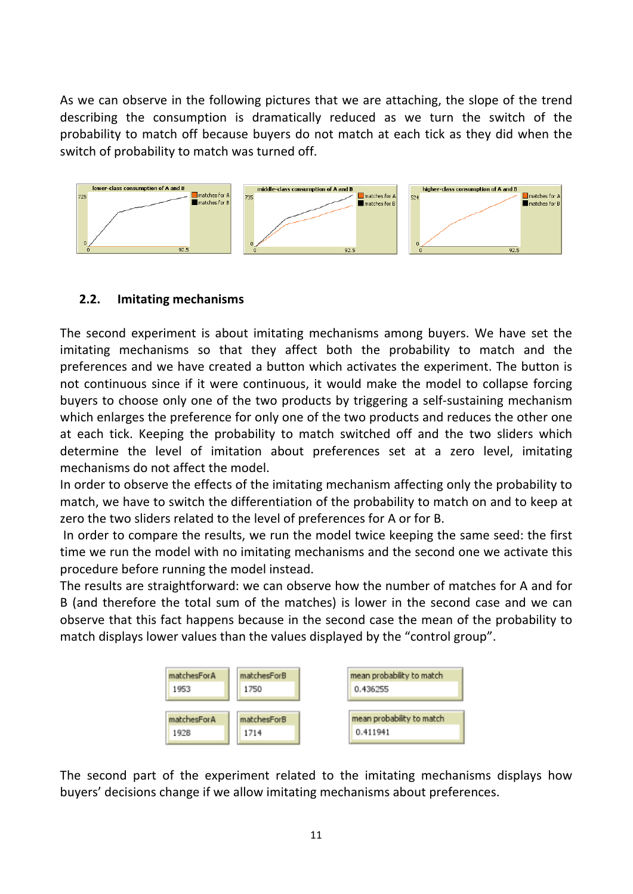As we can observe in the following pictures that we are attaching, the slope of the trend describing the consumption is dramatically reduced as we turn the switch of the probability to match off because buyers do not match at each tick as they did when the switch of probability to match was turned off.

## 2.2. Imitating mechanisms

The second experiment is about imitating mechanisms among buyers. We have set the imitating mechanisms so that they affect both the probability to match and the preferences and we have created a button which activates the experiment. The button is not continuous since if it were continuous, it would make the model to collapse forcing buyers to choose only one of the two products by triggering a self-sustaining mechanism which enlarges the preference for only one of the two products and reduces the other one at each tick. Keeping the probability to match switched off and the two sliders which determine the level of imitation about preferences set at a zero level, imitating mechanisms do not affect the model.

In order to observe the effects of the imitating mechanism affecting only the probability to match, we have to switch the differentiation of the probability to match on and to keep at zero the two sliders related to the level of preferences for A or for B.

In order to compare the results, we run the model twice keeping the same seed: the first time we run the model with no imitating mechanisms and the second one we activate this procedure before running the model instead.

The results are straightforward: we can observe how the number of matches for A and for B (and therefore the total sum of the matches) is lower in the second case and we can observe that this fact happens because in the second case the mean of the probability to match displays lower values than the values displayed by the "control group".

| matchesForA | matchesForB | mean probability to match |
|---|---|---|
| 1953 | 1750 | 0.436255 |
| 1928 | 1714 | 0.411941 |

The second part of the experiment related to the imitating mechanisms displays how buyers' decisions change if we allow imitating mechanisms about preferences.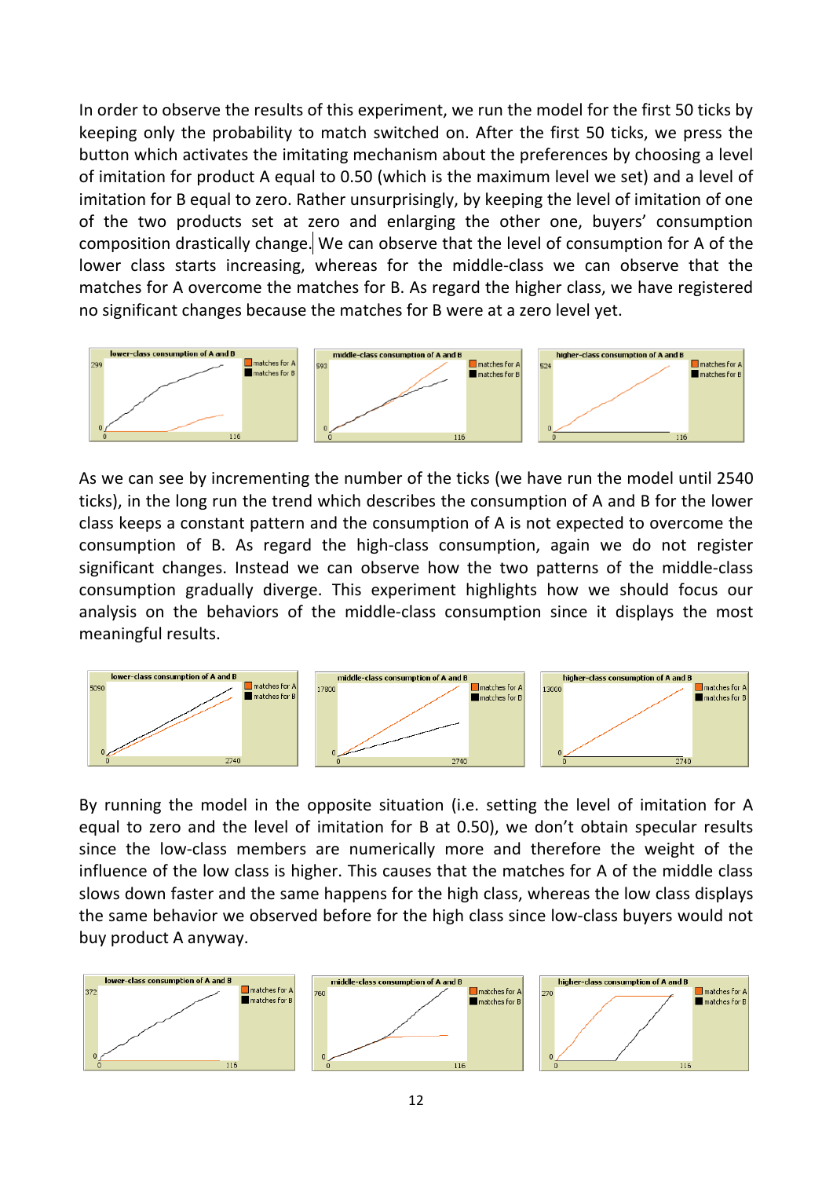In order to observe the results of this experiment, we run the model for the first 50 ticks by keeping only the probability to match switched on. After the first 50 ticks, we press the button which activates the imitating mechanism about the preferences by choosing a level of imitation for product A equal to 0.50 (which is the maximum level we set) and a level of imitation for B equal to zero. Rather unsurprisingly, by keeping the level of imitation of one of the two products set at zero and enlarging the other one, buyers' consumption composition drastically change. We can observe that the level of consumption for A of the lower class starts increasing, whereas for the middle-class we can observe that the matches for A overcome the matches for B. As regard the higher class, we have registered no significant changes because the matches for B were at a zero level yet.

As we can see by incrementing the number of the ticks (we have run the model until 2540 ticks), in the long run the trend which describes the consumption of A and B for the lower class keeps a constant pattern and the consumption of A is not expected to overcome the consumption of B. As regard the high-class consumption, again we do not register significant changes. Instead we can observe how the two patterns of the middle-class consumption gradually diverge. This experiment highlights how we should focus our analysis on the behaviors of the middle-class consumption since it displays the most meaningful results.

By running the model in the opposite situation (i.e. setting the level of imitation for A equal to zero and the level of imitation for B at 0.50), we don't obtain specular results since the low-class members are numerically more and therefore the weight of the influence of the low class is higher. This causes that the matches for A of the middle class slows down faster and the same happens for the high class, whereas the low class displays the same behavior we observed before for the high class since low-class buyers would not buy product A anyway.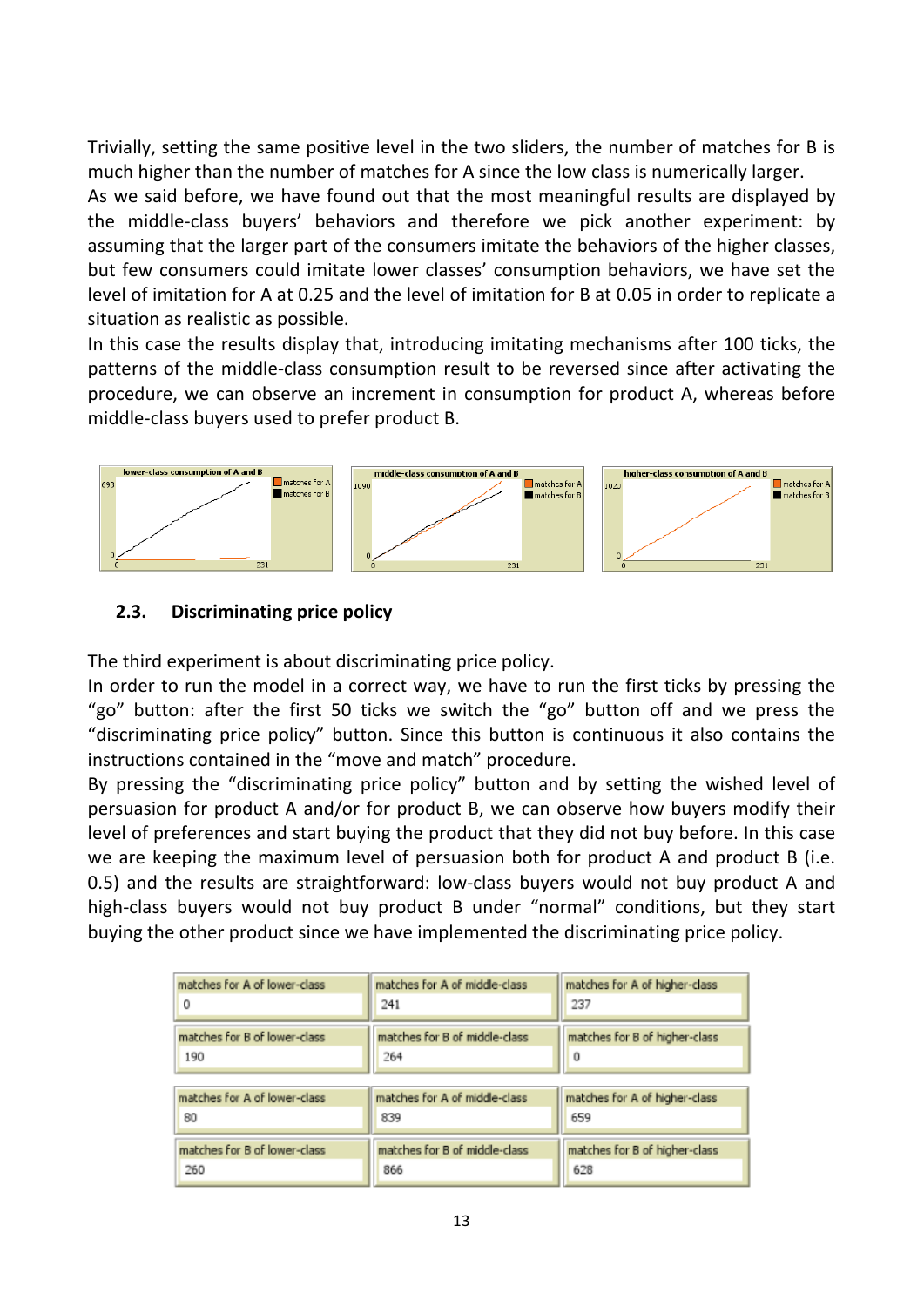Trivially, setting the same positive level in the two sliders, the number of matches for B is much higher than the number of matches for A since the low class is numerically larger.
As we said before, we have found out that the most meaningful results are displayed by the middle-class buyers' behaviors and therefore we pick another experiment: by assuming that the larger part of the consumers imitate the behaviors of the higher classes, but few consumers could imitate lower classes' consumption behaviors, we have set the level of imitation for A at 0.25 and the level of imitation for B at 0.05 in order to replicate a situation as realistic as possible.
In this case the results display that, introducing imitating mechanisms after 100 ticks, the patterns of the middle-class consumption result to be reversed since after activating the procedure, we can observe an increment in consumption for product A, whereas before middle-class buyers used to prefer product B.

### 2.3. Discriminating price policy

The third experiment is about discriminating price policy.
In order to run the model in a correct way, we have to run the first ticks by pressing the "go" button: after the first 50 ticks we switch the "go" button off and we press the "discriminating price policy" button. Since this button is continuous it also contains the instructions contained in the "move and match" procedure.
By pressing the "discriminating price policy" button and by setting the wished level of persuasion for product A and/or for product B, we can observe how buyers modify their level of preferences and start buying the product that they did not buy before. In this case we are keeping the maximum level of persuasion both for product A and product B (i.e. 0.5) and the results are straightforward: low-class buyers would not buy product A and high-class buyers would not buy product B under "normal" conditions, but they start buying the other product since we have implemented the discriminating price policy.

| matches for A of lower-class | matches for A of middle-class | matches for A of higher-class |
|---|---|---|
| 0 | 241 | 237 |
| **matches for B of lower-class** | **matches for B of middle-class** | **matches for B of higher-class** |
| 190 | 264 | 0 |

| matches for A of lower-class | matches for A of middle-class | matches for A of higher-class |
|---|---|---|
| 80 | 839 | 659 |
| **matches for B of lower-class** | **matches for B of middle-class** | **matches for B of higher-class** |
| 260 | 866 | 628 |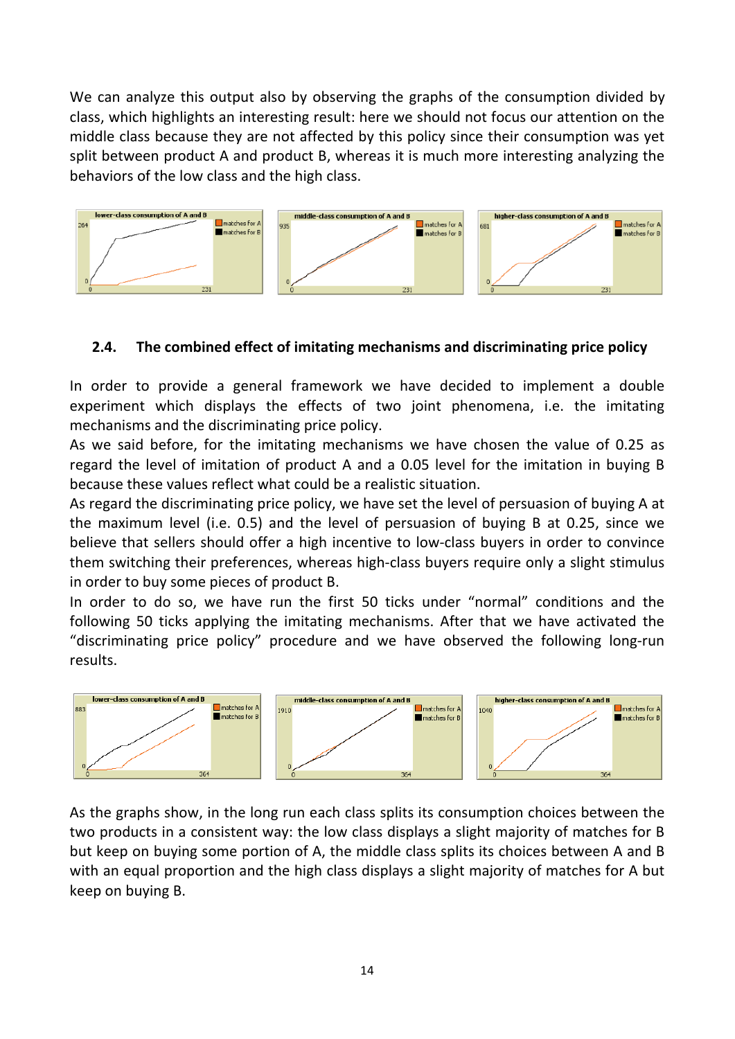We can analyze this output also by observing the graphs of the consumption divided by class, which highlights an interesting result: here we should not focus our attention on the middle class because they are not affected by this policy since their consumption was yet split between product A and product B, whereas it is much more interesting analyzing the behaviors of the low class and the high class.

lower-class consumption of A and B
264
0
0
231
matches for A
matches for B

middle-class consumption of A and B
935
0
0
231
matches for A
matches for B

higher-class consumption of A and B
681
0
0
231
matches for A
matches for B

### 2.4. The combined effect of imitating mechanisms and discriminating price policy

In order to provide a general framework we have decided to implement a double experiment which displays the effects of two joint phenomena, i.e. the imitating mechanisms and the discriminating price policy.

As we said before, for the imitating mechanisms we have chosen the value of 0.25 as regard the level of imitation of product A and a 0.05 level for the imitation in buying B because these values reflect what could be a realistic situation.

As regard the discriminating price policy, we have set the level of persuasion of buying A at the maximum level (i.e. 0.5) and the level of persuasion of buying B at 0.25, since we believe that sellers should offer a high incentive to low-class buyers in order to convince them switching their preferences, whereas high-class buyers require only a slight stimulus in order to buy some pieces of product B.

In order to do so, we have run the first 50 ticks under "normal" conditions and the following 50 ticks applying the imitating mechanisms. After that we have activated the "discriminating price policy" procedure and we have observed the following long-run results.

lower-class consumption of A and B
883
0
0
364
matches for A
matches for B

middle-class consumption of A and B
1910
0
0
364
matches for A
matches for B

higher-class consumption of A and B
1040
0
0
364
matches for A
matches for B

As the graphs show, in the long run each class splits its consumption choices between the two products in a consistent way: the low class displays a slight majority of matches for B but keep on buying some portion of A, the middle class splits its choices between A and B with an equal proportion and the high class displays a slight majority of matches for A but keep on buying B.